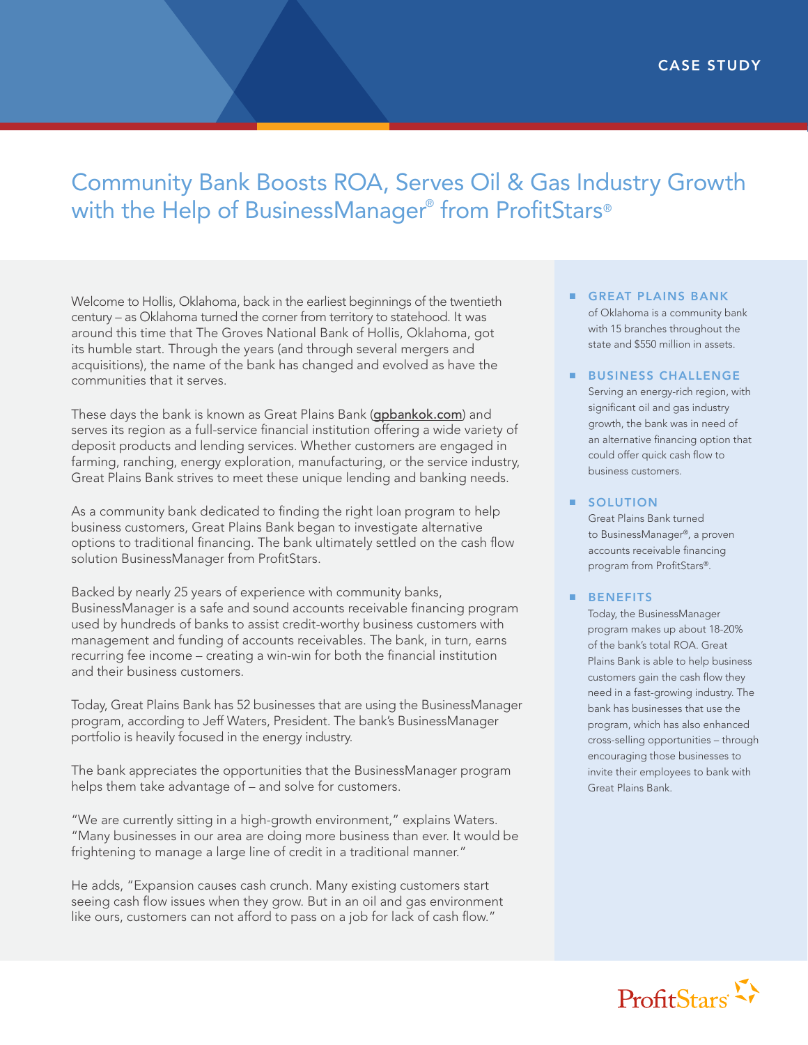CASE STUDY

# Community Bank Boosts ROA, Serves Oil & Gas Industry Growth with the Help of BusinessManager® from ProfitStars®

Welcome to Hollis, Oklahoma, back in the earliest beginnings of the twentieth century – as Oklahoma turned the corner from territory to statehood. It was around this time that The Groves National Bank of Hollis, Oklahoma, got its humble start. Through the years (and through several mergers and acquisitions), the name of the bank has changed and evolved as have the communities that it serves.

These days the bank is known as Great Plains Bank (gpbankok.com) and serves its region as a full-service financial institution offering a wide variety of deposit products and lending services. Whether customers are engaged in farming, ranching, energy exploration, manufacturing, or the service industry, Great Plains Bank strives to meet these unique lending and banking needs.

As a community bank dedicated to finding the right loan program to help business customers, Great Plains Bank began to investigate alternative options to traditional financing. The bank ultimately settled on the cash flow solution BusinessManager from ProfitStars.

Backed by nearly 25 years of experience with community banks, BusinessManager is a safe and sound accounts receivable financing program used by hundreds of banks to assist credit-worthy business customers with management and funding of accounts receivables. The bank, in turn, earns recurring fee income – creating a win-win for both the financial institution and their business customers.

Today, Great Plains Bank has 52 businesses that are using the BusinessManager program, according to Jeff Waters, President. The bank's BusinessManager portfolio is heavily focused in the energy industry.

The bank appreciates the opportunities that the BusinessManager program helps them take advantage of – and solve for customers.

"We are currently sitting in a high-growth environment," explains Waters. "Many businesses in our area are doing more business than ever. It would be frightening to manage a large line of credit in a traditional manner."

He adds, "Expansion causes cash crunch. Many existing customers start seeing cash flow issues when they grow. But in an oil and gas environment like ours, customers can not afford to pass on a job for lack of cash flow."

- **GREAT PLAINS BANK**
  of Oklahoma is a community bank with 15 branches throughout the state and $550 million in assets.

- **BUSINESS CHALLENGE**
  Serving an energy-rich region, with significant oil and gas industry growth, the bank was in need of an alternative financing option that could offer quick cash flow to business customers.

- **SOLUTION**
  Great Plains Bank turned to BusinessManager®, a proven accounts receivable financing program from ProfitStars®.

- **BENEFITS**
  Today, the BusinessManager program makes up about 18-20% of the bank's total ROA. Great Plains Bank is able to help business customers gain the cash flow they need in a fast-growing industry. The bank has businesses that use the program, which has also enhanced cross-selling opportunities – through encouraging those businesses to invite their employees to bank with Great Plains Bank.

ProfitStars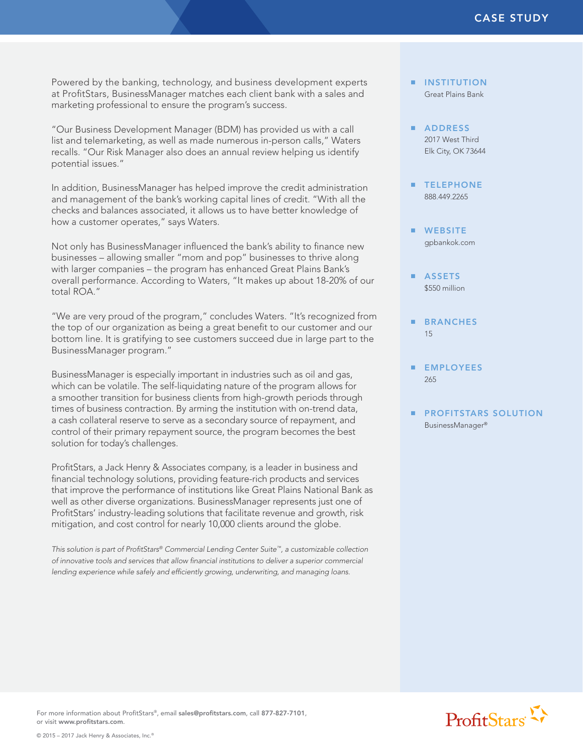Powered by the banking, technology, and business development experts at ProfitStars, BusinessManager matches each client bank with a sales and marketing professional to ensure the program's success.

"Our Business Development Manager (BDM) has provided us with a call list and telemarketing, as well as made numerous in-person calls," Waters recalls. "Our Risk Manager also does an annual review helping us identify potential issues."

In addition, BusinessManager has helped improve the credit administration and management of the bank's working capital lines of credit. "With all the checks and balances associated, it allows us to have better knowledge of how a customer operates," says Waters.

Not only has BusinessManager influenced the bank's ability to finance new businesses – allowing smaller "mom and pop" businesses to thrive along with larger companies – the program has enhanced Great Plains Bank's overall performance. According to Waters, "It makes up about 18-20% of our total ROA."

"We are very proud of the program," concludes Waters. "It's recognized from the top of our organization as being a great benefit to our customer and our bottom line. It is gratifying to see customers succeed due in large part to the BusinessManager program."

BusinessManager is especially important in industries such as oil and gas, which can be volatile. The self-liquidating nature of the program allows for a smoother transition for business clients from high-growth periods through times of business contraction. By arming the institution with on-trend data, a cash collateral reserve to serve as a secondary source of repayment, and control of their primary repayment source, the program becomes the best solution for today's challenges.

ProfitStars, a Jack Henry & Associates company, is a leader in business and financial technology solutions, providing feature-rich products and services that improve the performance of institutions like Great Plains National Bank as well as other diverse organizations. BusinessManager represents just one of ProfitStars' industry-leading solutions that facilitate revenue and growth, risk mitigation, and cost control for nearly 10,000 clients around the globe.

*This solution is part of ProfitStars® Commercial Lending Center Suite™, a customizable collection of innovative tools and services that allow financial institutions to deliver a superior commercial lending experience while safely and efficiently growing, underwriting, and managing loans.*

**INSTITUTION**
Great Plains Bank

**ADDRESS**
2017 West Third
Elk City, OK 73644

**TELEPHONE**
888.449.2265

**WEBSITE**
gpbankok.com

**ASSETS**
$550 million

**BRANCHES**
15

**EMPLOYEES**
265

**PROFITSTARS SOLUTION**
BusinessManager®

For more information about ProfitStars®, email **sales@profitstars.com**, call **877-827-7101**, or visit **www.profitstars.com**.

© 2015 – 2017 Jack Henry & Associates, Inc.®